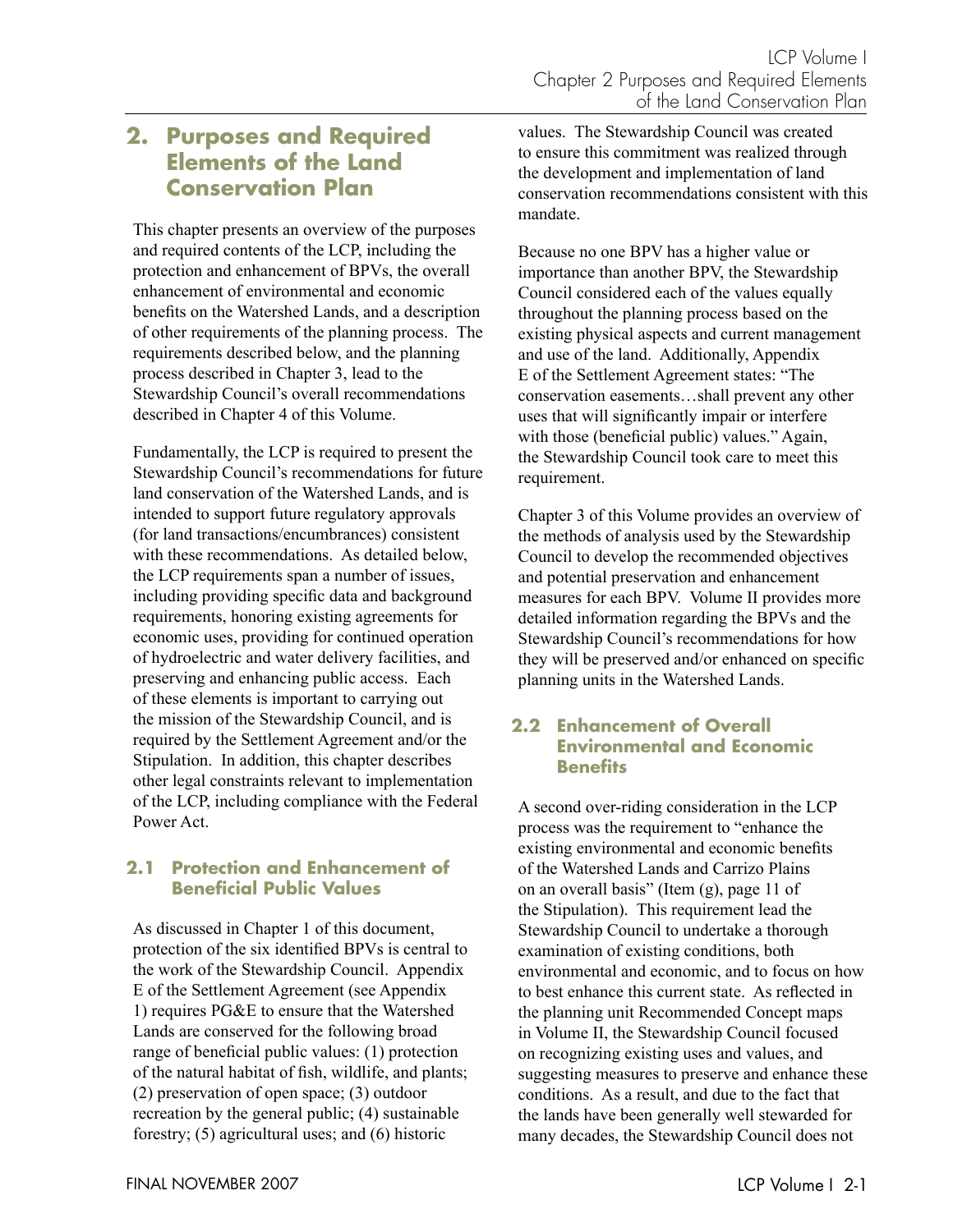# 2. Purposes and Required Elements of the Land Conservation Plan

This chapter presents an overview of the purposes and required contents of the LCP, including the protection and enhancement of BPVs, the overall enhancement of environmental and economic benefits on the Watershed Lands, and a description of other requirements of the planning process. The requirements described below, and the planning process described in Chapter 3, lead to the Stewardship Council's overall recommendations described in Chapter 4 of this Volume.

Fundamentally, the LCP is required to present the Stewardship Council's recommendations for future land conservation of the Watershed Lands, and is intended to support future regulatory approvals (for land transactions/encumbrances) consistent with these recommendations. As detailed below, the LCP requirements span a number of issues, including providing specific data and background requirements, honoring existing agreements for economic uses, providing for continued operation of hydroelectric and water delivery facilities, and preserving and enhancing public access. Each of these elements is important to carrying out the mission of the Stewardship Council, and is required by the Settlement Agreement and/or the Stipulation. In addition, this chapter describes other legal constraints relevant to implementation of the LCP, including compliance with the Federal Power Act.

## 2.1 Protection and Enhancement of Beneficial Public Values

As discussed in Chapter 1 of this document, protection of the six identified BPVs is central to the work of the Stewardship Council. Appendix E of the Settlement Agreement (see Appendix 1) requires PG&E to ensure that the Watershed Lands are conserved for the following broad range of beneficial public values: (1) protection of the natural habitat of fish, wildlife, and plants; (2) preservation of open space; (3) outdoor recreation by the general public; (4) sustainable forestry; (5) agricultural uses; and (6) historic values. The Stewardship Council was created to ensure this commitment was realized through the development and implementation of land conservation recommendations consistent with this mandate.

Because no one BPV has a higher value or importance than another BPV, the Stewardship Council considered each of the values equally throughout the planning process based on the existing physical aspects and current management and use of the land. Additionally, Appendix E of the Settlement Agreement states: "The conservation easements…shall prevent any other uses that will significantly impair or interfere with those (beneficial public) values." Again, the Stewardship Council took care to meet this requirement.

Chapter 3 of this Volume provides an overview of the methods of analysis used by the Stewardship Council to develop the recommended objectives and potential preservation and enhancement measures for each BPV. Volume II provides more detailed information regarding the BPVs and the Stewardship Council's recommendations for how they will be preserved and/or enhanced on specific planning units in the Watershed Lands.

## 2.2 Enhancement of Overall Environmental and Economic Benefits

A second over-riding consideration in the LCP process was the requirement to "enhance the existing environmental and economic benefits of the Watershed Lands and Carrizo Plains on an overall basis" (Item (g), page 11 of the Stipulation). This requirement lead the Stewardship Council to undertake a thorough examination of existing conditions, both environmental and economic, and to focus on how to best enhance this current state. As reflected in the planning unit Recommended Concept maps in Volume II, the Stewardship Council focused on recognizing existing uses and values, and suggesting measures to preserve and enhance these conditions. As a result, and due to the fact that the lands have been generally well stewarded for many decades, the Stewardship Council does not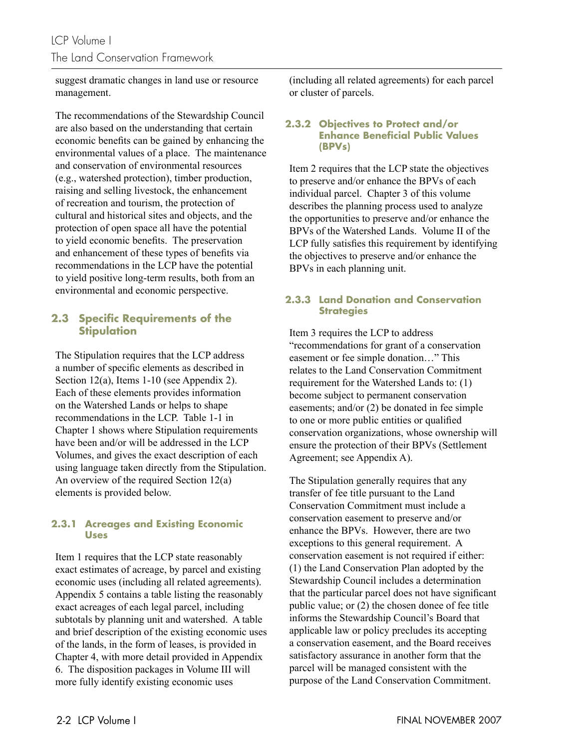suggest dramatic changes in land use or resource management.

The recommendations of the Stewardship Council are also based on the understanding that certain economic benefits can be gained by enhancing the environmental values of a place. The maintenance and conservation of environmental resources (e.g., watershed protection), timber production, raising and selling livestock, the enhancement of recreation and tourism, the protection of cultural and historical sites and objects, and the protection of open space all have the potential to yield economic benefits. The preservation and enhancement of these types of benefits via recommendations in the LCP have the potential to yield positive long-term results, both from an environmental and economic perspective.

## 2.3 Specific Requirements of the Stipulation

The Stipulation requires that the LCP address a number of specific elements as described in Section 12(a), Items 1-10 (see Appendix 2). Each of these elements provides information on the Watershed Lands or helps to shape recommendations in the LCP. Table 1-1 in Chapter 1 shows where Stipulation requirements have been and/or will be addressed in the LCP Volumes, and gives the exact description of each using language taken directly from the Stipulation. An overview of the required Section 12(a) elements is provided below.

### 2.3.1 Acreages and Existing Economic Uses

Item 1 requires that the LCP state reasonably exact estimates of acreage, by parcel and existing economic uses (including all related agreements). Appendix 5 contains a table listing the reasonably exact acreages of each legal parcel, including subtotals by planning unit and watershed. A table and brief description of the existing economic uses of the lands, in the form of leases, is provided in Chapter 4, with more detail provided in Appendix 6. The disposition packages in Volume III will more fully identify existing economic uses (including all related agreements) for each parcel or cluster of parcels.

### 2.3.2 Objectives to Protect and/or Enhance Beneficial Public Values (BPVs)

Item 2 requires that the LCP state the objectives to preserve and/or enhance the BPVs of each individual parcel. Chapter 3 of this volume describes the planning process used to analyze the opportunities to preserve and/or enhance the BPVs of the Watershed Lands. Volume II of the LCP fully satisfies this requirement by identifying the objectives to preserve and/or enhance the BPVs in each planning unit.

### 2.3.3 Land Donation and Conservation Strategies

Item 3 requires the LCP to address "recommendations for grant of a conservation easement or fee simple donation…" This relates to the Land Conservation Commitment requirement for the Watershed Lands to: (1) become subject to permanent conservation easements; and/or (2) be donated in fee simple to one or more public entities or qualified conservation organizations, whose ownership will ensure the protection of their BPVs (Settlement Agreement; see Appendix A).

The Stipulation generally requires that any transfer of fee title pursuant to the Land Conservation Commitment must include a conservation easement to preserve and/or enhance the BPVs. However, there are two exceptions to this general requirement. A conservation easement is not required if either: (1) the Land Conservation Plan adopted by the Stewardship Council includes a determination that the particular parcel does not have significant public value; or (2) the chosen donee of fee title informs the Stewardship Council's Board that applicable law or policy precludes its accepting a conservation easement, and the Board receives satisfactory assurance in another form that the parcel will be managed consistent with the purpose of the Land Conservation Commitment.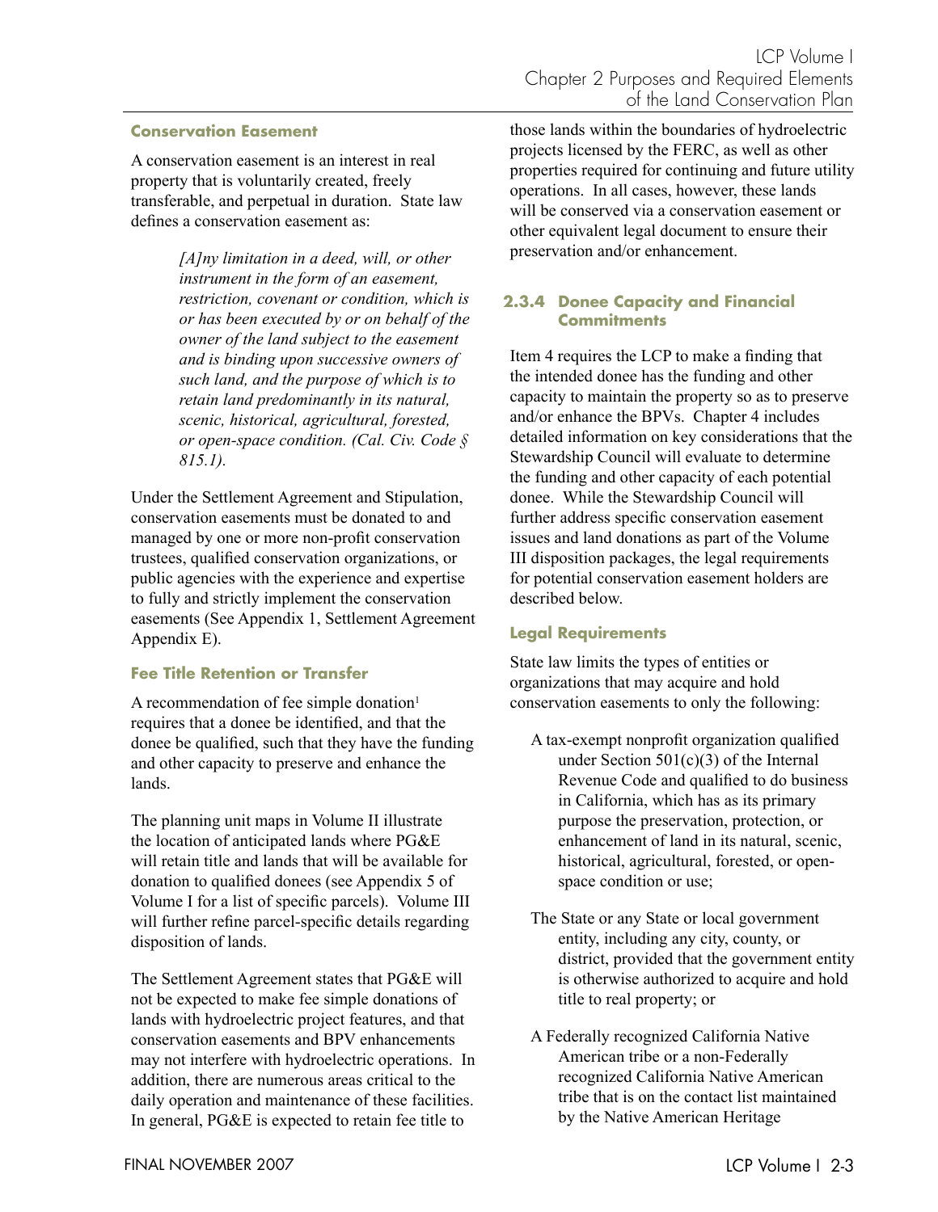### Conservation Easement

A conservation easement is an interest in real property that is voluntarily created, freely transferable, and perpetual in duration. State law defines a conservation easement as:

> *[A]ny limitation in a deed, will, or other instrument in the form of an easement, restriction, covenant or condition, which is or has been executed by or on behalf of the owner of the land subject to the easement and is binding upon successive owners of such land, and the purpose of which is to retain land predominantly in its natural, scenic, historical, agricultural, forested, or open-space condition. (Cal. Civ. Code § 815.1).*

Under the Settlement Agreement and Stipulation, conservation easements must be donated to and managed by one or more non-profit conservation trustees, qualified conservation organizations, or public agencies with the experience and expertise to fully and strictly implement the conservation easements (See Appendix 1, Settlement Agreement Appendix E).

### Fee Title Retention or Transfer

A recommendation of fee simple donation[1] requires that a donee be identified, and that the donee be qualified, such that they have the funding and other capacity to preserve and enhance the lands.

The planning unit maps in Volume II illustrate the location of anticipated lands where PG&E will retain title and lands that will be available for donation to qualified donees (see Appendix 5 of Volume I for a list of specific parcels). Volume III will further refine parcel-specific details regarding disposition of lands.

The Settlement Agreement states that PG&E will not be expected to make fee simple donations of lands with hydroelectric project features, and that conservation easements and BPV enhancements may not interfere with hydroelectric operations. In addition, there are numerous areas critical to the daily operation and maintenance of these facilities. In general, PG&E is expected to retain fee title to those lands within the boundaries of hydroelectric projects licensed by the FERC, as well as other properties required for continuing and future utility operations. In all cases, however, these lands will be conserved via a conservation easement or other equivalent legal document to ensure their preservation and/or enhancement.

## 2.3.4 Donee Capacity and Financial Commitments

Item 4 requires the LCP to make a finding that the intended donee has the funding and other capacity to maintain the property so as to preserve and/or enhance the BPVs. Chapter 4 includes detailed information on key considerations that the Stewardship Council will evaluate to determine the funding and other capacity of each potential donee. While the Stewardship Council will further address specific conservation easement issues and land donations as part of the Volume III disposition packages, the legal requirements for potential conservation easement holders are described below.

### Legal Requirements

State law limits the types of entities or organizations that may acquire and hold conservation easements to only the following:

- A tax-exempt nonprofit organization qualified under Section 501(c)(3) of the Internal Revenue Code and qualified to do business in California, which has as its primary purpose the preservation, protection, or enhancement of land in its natural, scenic, historical, agricultural, forested, or open-space condition or use;
- The State or any State or local government entity, including any city, county, or district, provided that the government entity is otherwise authorized to acquire and hold title to real property; or
- A Federally recognized California Native American tribe or a non-Federally recognized California Native American tribe that is on the contact list maintained by the Native American Heritage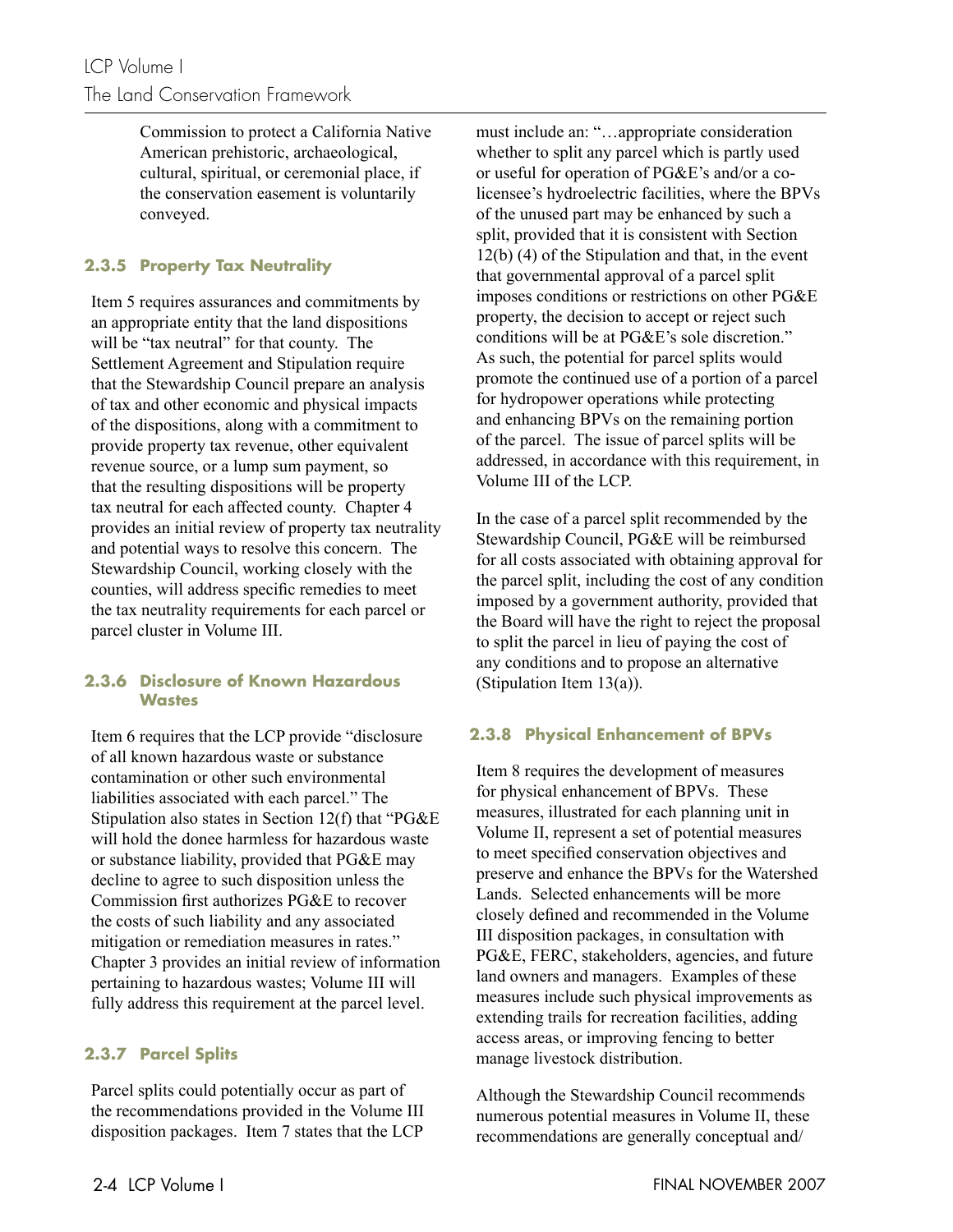Commission to protect a California Native American prehistoric, archaeological, cultural, spiritual, or ceremonial place, if the conservation easement is voluntarily conveyed.

### 2.3.5 Property Tax Neutrality

Item 5 requires assurances and commitments by an appropriate entity that the land dispositions will be "tax neutral" for that county. The Settlement Agreement and Stipulation require that the Stewardship Council prepare an analysis of tax and other economic and physical impacts of the dispositions, along with a commitment to provide property tax revenue, other equivalent revenue source, or a lump sum payment, so that the resulting dispositions will be property tax neutral for each affected county. Chapter 4 provides an initial review of property tax neutrality and potential ways to resolve this concern. The Stewardship Council, working closely with the counties, will address specific remedies to meet the tax neutrality requirements for each parcel or parcel cluster in Volume III.

### 2.3.6 Disclosure of Known Hazardous Wastes

Item 6 requires that the LCP provide "disclosure of all known hazardous waste or substance contamination or other such environmental liabilities associated with each parcel." The Stipulation also states in Section 12(f) that "PG&E will hold the donee harmless for hazardous waste or substance liability, provided that PG&E may decline to agree to such disposition unless the Commission first authorizes PG&E to recover the costs of such liability and any associated mitigation or remediation measures in rates." Chapter 3 provides an initial review of information pertaining to hazardous wastes; Volume III will fully address this requirement at the parcel level.

### 2.3.7 Parcel Splits

Parcel splits could potentially occur as part of the recommendations provided in the Volume III disposition packages. Item 7 states that the LCP must include an: "…appropriate consideration whether to split any parcel which is partly used or useful for operation of PG&E's and/or a co-licensee's hydroelectric facilities, where the BPVs of the unused part may be enhanced by such a split, provided that it is consistent with Section 12(b) (4) of the Stipulation and that, in the event that governmental approval of a parcel split imposes conditions or restrictions on other PG&E property, the decision to accept or reject such conditions will be at PG&E's sole discretion." As such, the potential for parcel splits would promote the continued use of a portion of a parcel for hydropower operations while protecting and enhancing BPVs on the remaining portion of the parcel. The issue of parcel splits will be addressed, in accordance with this requirement, in Volume III of the LCP.

In the case of a parcel split recommended by the Stewardship Council, PG&E will be reimbursed for all costs associated with obtaining approval for the parcel split, including the cost of any condition imposed by a government authority, provided that the Board will have the right to reject the proposal to split the parcel in lieu of paying the cost of any conditions and to propose an alternative (Stipulation Item 13(a)).

### 2.3.8 Physical Enhancement of BPVs

Item 8 requires the development of measures for physical enhancement of BPVs. These measures, illustrated for each planning unit in Volume II, represent a set of potential measures to meet specified conservation objectives and preserve and enhance the BPVs for the Watershed Lands. Selected enhancements will be more closely defined and recommended in the Volume III disposition packages, in consultation with PG&E, FERC, stakeholders, agencies, and future land owners and managers. Examples of these measures include such physical improvements as extending trails for recreation facilities, adding access areas, or improving fencing to better manage livestock distribution.

Although the Stewardship Council recommends numerous potential measures in Volume II, these recommendations are generally conceptual and/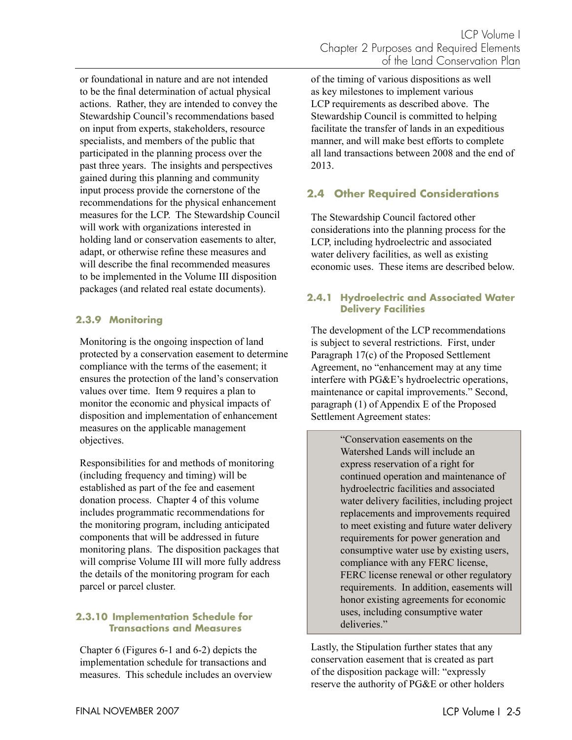or foundational in nature and are not intended to be the final determination of actual physical actions. Rather, they are intended to convey the Stewardship Council's recommendations based on input from experts, stakeholders, resource specialists, and members of the public that participated in the planning process over the past three years. The insights and perspectives gained during this planning and community input process provide the cornerstone of the recommendations for the physical enhancement measures for the LCP. The Stewardship Council will work with organizations interested in holding land or conservation easements to alter, adapt, or otherwise refine these measures and will describe the final recommended measures to be implemented in the Volume III disposition packages (and related real estate documents).

### 2.3.9 Monitoring

Monitoring is the ongoing inspection of land protected by a conservation easement to determine compliance with the terms of the easement; it ensures the protection of the land's conservation values over time. Item 9 requires a plan to monitor the economic and physical impacts of disposition and implementation of enhancement measures on the applicable management objectives.

Responsibilities for and methods of monitoring (including frequency and timing) will be established as part of the fee and easement donation process. Chapter 4 of this volume includes programmatic recommendations for the monitoring program, including anticipated components that will be addressed in future monitoring plans. The disposition packages that will comprise Volume III will more fully address the details of the monitoring program for each parcel or parcel cluster.

### 2.3.10 Implementation Schedule for Transactions and Measures

Chapter 6 (Figures 6-1 and 6-2) depicts the implementation schedule for transactions and measures. This schedule includes an overview of the timing of various dispositions as well as key milestones to implement various LCP requirements as described above. The Stewardship Council is committed to helping facilitate the transfer of lands in an expeditious manner, and will make best efforts to complete all land transactions between 2008 and the end of 2013.

## 2.4 Other Required Considerations

The Stewardship Council factored other considerations into the planning process for the LCP, including hydroelectric and associated water delivery facilities, as well as existing economic uses. These items are described below.

### 2.4.1 Hydroelectric and Associated Water Delivery Facilities

The development of the LCP recommendations is subject to several restrictions. First, under Paragraph 17(c) of the Proposed Settlement Agreement, no "enhancement may at any time interfere with PG&E's hydroelectric operations, maintenance or capital improvements." Second, paragraph (1) of Appendix E of the Proposed Settlement Agreement states:

> "Conservation easements on the Watershed Lands will include an express reservation of a right for continued operation and maintenance of hydroelectric facilities and associated water delivery facilities, including project replacements and improvements required to meet existing and future water delivery requirements for power generation and consumptive water use by existing users, compliance with any FERC license, FERC license renewal or other regulatory requirements. In addition, easements will honor existing agreements for economic uses, including consumptive water deliveries."

Lastly, the Stipulation further states that any conservation easement that is created as part of the disposition package will: "expressly reserve the authority of PG&E or other holders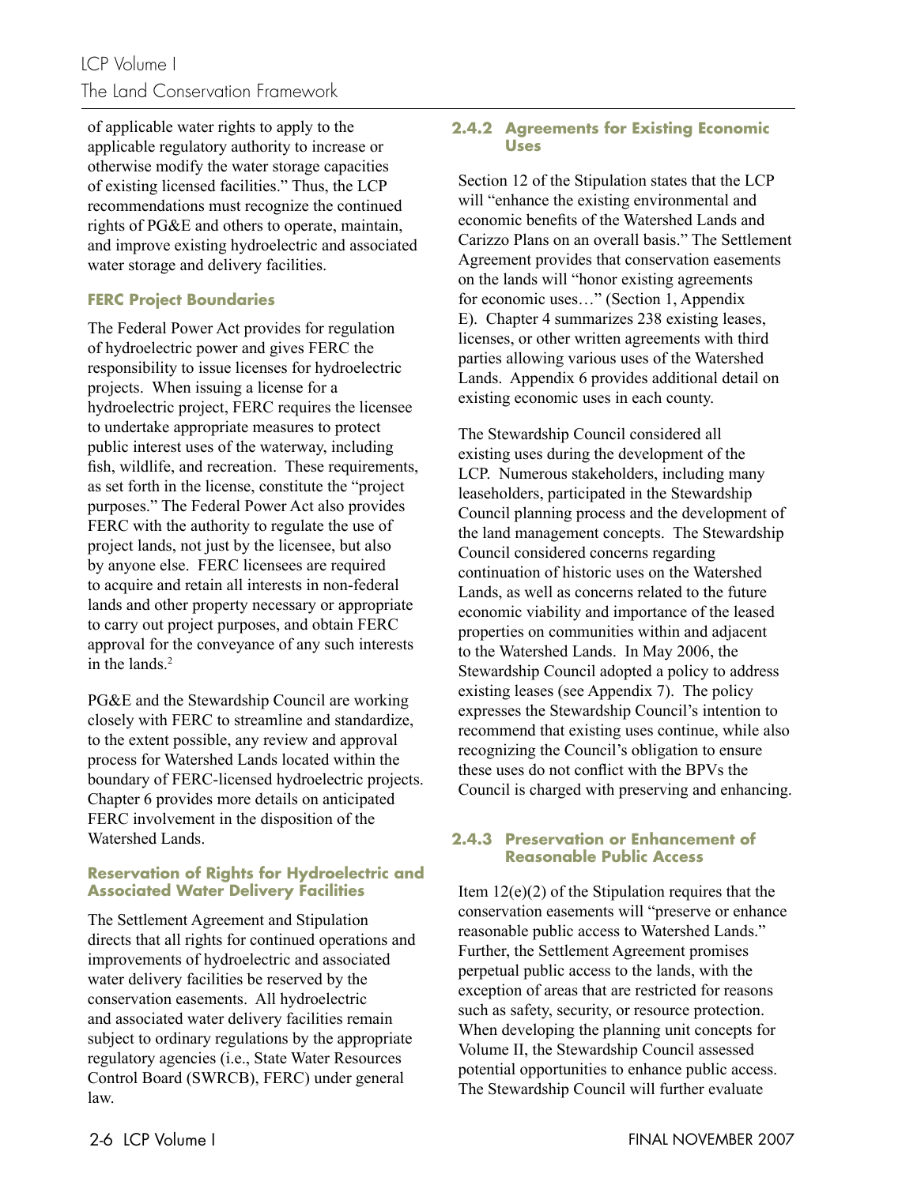of applicable water rights to apply to the applicable regulatory authority to increase or otherwise modify the water storage capacities of existing licensed facilities." Thus, the LCP recommendations must recognize the continued rights of PG&E and others to operate, maintain, and improve existing hydroelectric and associated water storage and delivery facilities.

#### FERC Project Boundaries

The Federal Power Act provides for regulation of hydroelectric power and gives FERC the responsibility to issue licenses for hydroelectric projects. When issuing a license for a hydroelectric project, FERC requires the licensee to undertake appropriate measures to protect public interest uses of the waterway, including fish, wildlife, and recreation. These requirements, as set forth in the license, constitute the "project purposes." The Federal Power Act also provides FERC with the authority to regulate the use of project lands, not just by the licensee, but also by anyone else. FERC licensees are required to acquire and retain all interests in non-federal lands and other property necessary or appropriate to carry out project purposes, and obtain FERC approval for the conveyance of any such interests in the lands.[2]

PG&E and the Stewardship Council are working closely with FERC to streamline and standardize, to the extent possible, any review and approval process for Watershed Lands located within the boundary of FERC-licensed hydroelectric projects. Chapter 6 provides more details on anticipated FERC involvement in the disposition of the Watershed Lands.

#### Reservation of Rights for Hydroelectric and Associated Water Delivery Facilities

The Settlement Agreement and Stipulation directs that all rights for continued operations and improvements of hydroelectric and associated water delivery facilities be reserved by the conservation easements. All hydroelectric and associated water delivery facilities remain subject to ordinary regulations by the appropriate regulatory agencies (i.e., State Water Resources Control Board (SWRCB), FERC) under general law.

### 2.4.2 Agreements for Existing Economic Uses

Section 12 of the Stipulation states that the LCP will "enhance the existing environmental and economic benefits of the Watershed Lands and Carizzo Plans on an overall basis." The Settlement Agreement provides that conservation easements on the lands will "honor existing agreements for economic uses…" (Section 1, Appendix E). Chapter 4 summarizes 238 existing leases, licenses, or other written agreements with third parties allowing various uses of the Watershed Lands. Appendix 6 provides additional detail on existing economic uses in each county.

The Stewardship Council considered all existing uses during the development of the LCP. Numerous stakeholders, including many leaseholders, participated in the Stewardship Council planning process and the development of the land management concepts. The Stewardship Council considered concerns regarding continuation of historic uses on the Watershed Lands, as well as concerns related to the future economic viability and importance of the leased properties on communities within and adjacent to the Watershed Lands. In May 2006, the Stewardship Council adopted a policy to address existing leases (see Appendix 7). The policy expresses the Stewardship Council's intention to recommend that existing uses continue, while also recognizing the Council's obligation to ensure these uses do not conflict with the BPVs the Council is charged with preserving and enhancing.

### 2.4.3 Preservation or Enhancement of Reasonable Public Access

Item 12(e)(2) of the Stipulation requires that the conservation easements will "preserve or enhance reasonable public access to Watershed Lands." Further, the Settlement Agreement promises perpetual public access to the lands, with the exception of areas that are restricted for reasons such as safety, security, or resource protection. When developing the planning unit concepts for Volume II, the Stewardship Council assessed potential opportunities to enhance public access. The Stewardship Council will further evaluate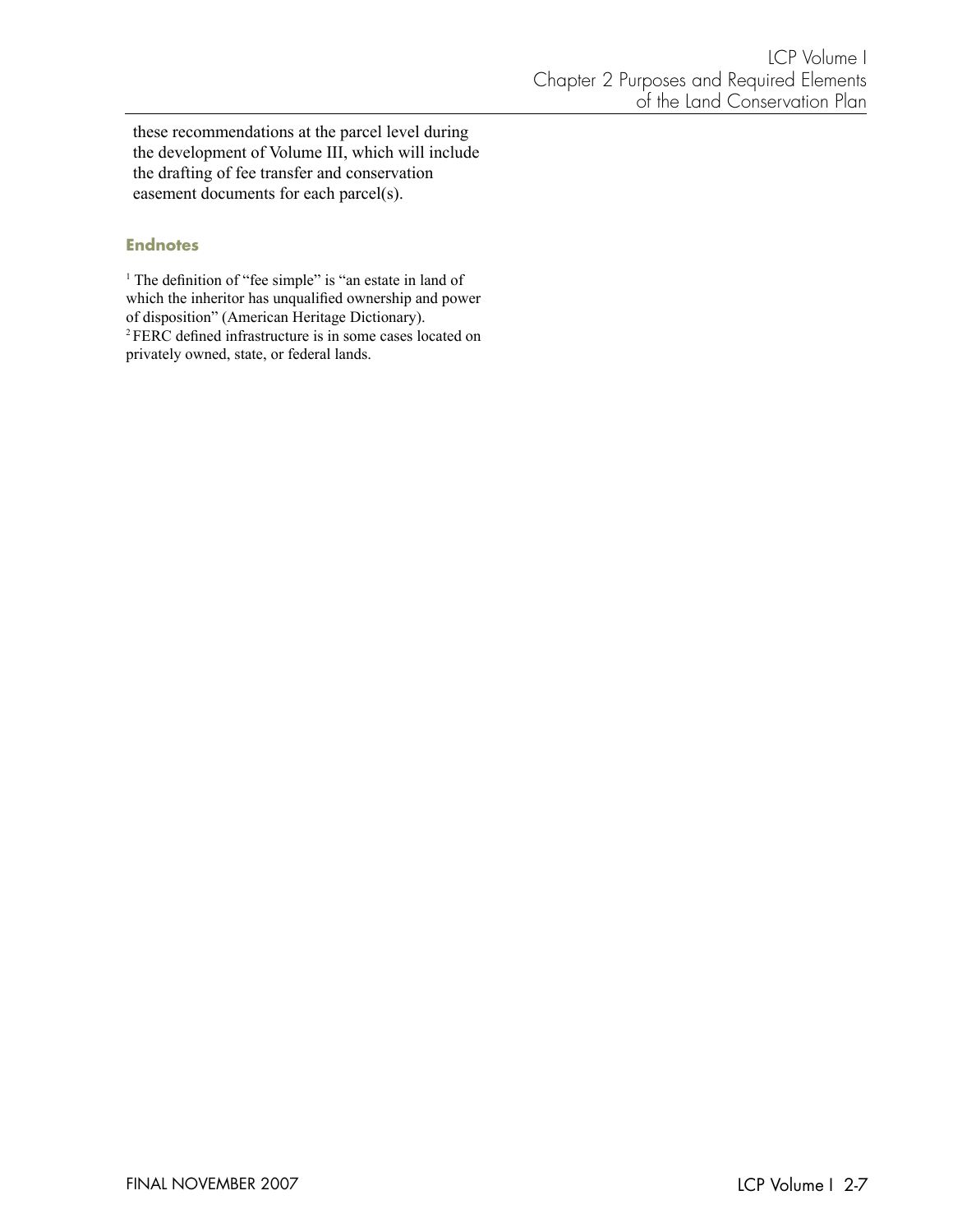these recommendations at the parcel level during the development of Volume III, which will include the drafting of fee transfer and conservation easement documents for each parcel(s).

### Endnotes

[1] The definition of "fee simple" is "an estate in land of which the inheritor has unqualified ownership and power of disposition" (American Heritage Dictionary).

[2] FERC defined infrastructure is in some cases located on privately owned, state, or federal lands.